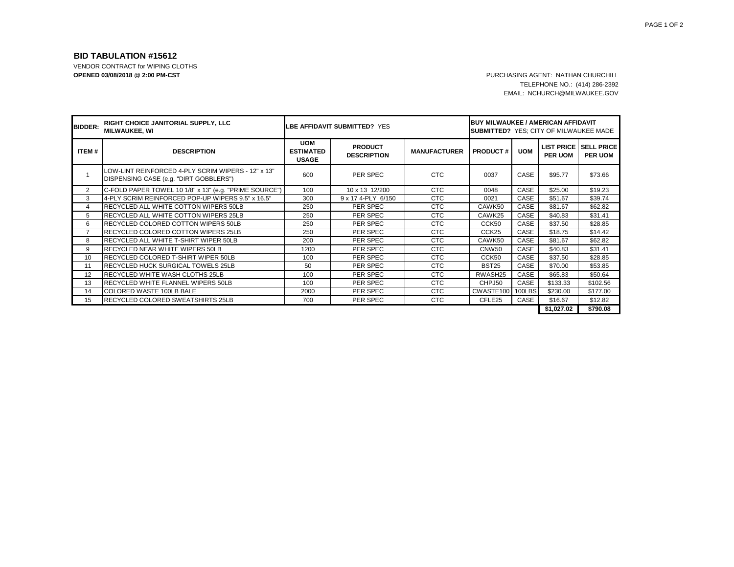## BID TABULATION #15612

VENDOR CONTRACT for WIPING CLOTHS

**OPENED 03/08/2018 @ 2:00 PM-CST**

PURCHASING AGENT: NATHAN CHURCHILL
TELEPHONE NO.: (414) 286-2392
EMAIL: NCHURCH@MILWAUKEE.GOV

| **BIDDER:** | **RIGHT CHOICE JANITORIAL SUPPLY, LLC MILWAUKEE, WI** | **LBE AFFIDAVIT SUBMITTED?** YES | | | **BUY MILWAUKEE / AMERICAN AFFIDAVIT SUBMITTED?** YES; CITY OF MILWAUKEE MADE | | | |
|---|---|---|---|---|---|---|---|---|
| **ITEM #** | **DESCRIPTION** | **UOM ESTIMATED USAGE** | **PRODUCT DESCRIPTION** | **MANUFACTURER** | **PRODUCT #** | **UOM** | **LIST PRICE PER UOM** | **SELL PRICE PER UOM** |
| 1 | LOW-LINT REINFORCED 4-PLY SCRIM WIPERS - 12" x 13" DISPENSING CASE (e.g. "DIRT GOBBLERS") | 600 | PER SPEC | CTC | 0037 | CASE | $95.77 | $73.66 |
| 2 | C-FOLD PAPER TOWEL 10 1/8" x 13" (e.g. "PRIME SOURCE") | 100 | 10 x 13 12/200 | CTC | 0048 | CASE | $25.00 | $19.23 |
| 3 | 4-PLY SCRIM REINFORCED POP-UP WIPERS 9.5" x 16.5" | 300 | 9 x 17 4-PLY 6/150 | CTC | 0021 | CASE | $51.67 | $39.74 |
| 4 | RECYCLED ALL WHITE COTTON WIPERS 50LB | 250 | PER SPEC | CTC | CAWK50 | CASE | $81.67 | $62.82 |
| 5 | RECYCLED ALL WHITE COTTON WIPERS 25LB | 250 | PER SPEC | CTC | CAWK25 | CASE | $40.83 | $31.41 |
| 6 | RECYCLED COLORED COTTON WIPERS 50LB | 250 | PER SPEC | CTC | CCK50 | CASE | $37.50 | $28.85 |
| 7 | RECYCLED COLORED COTTON WIPERS 25LB | 250 | PER SPEC | CTC | CCK25 | CASE | $18.75 | $14.42 |
| 8 | RECYCLED ALL WHITE T-SHIRT WIPER 50LB | 200 | PER SPEC | CTC | CAWK50 | CASE | $81.67 | $62.82 |
| 9 | RECYCLED NEAR WHITE WIPERS 50LB | 1200 | PER SPEC | CTC | CNW50 | CASE | $40.83 | $31.41 |
| 10 | RECYCLED COLORED T-SHIRT WIPER 50LB | 100 | PER SPEC | CTC | CCK50 | CASE | $37.50 | $28.85 |
| 11 | RECYCLED HUCK SURGICAL TOWELS 25LB | 50 | PER SPEC | CTC | BST25 | CASE | $70.00 | $53.85 |
| 12 | RECYCLED WHITE WASH CLOTHS 25LB | 100 | PER SPEC | CTC | RWASH25 | CASE | $65.83 | $50.64 |
| 13 | RECYCLED WHITE FLANNEL WIPERS 50LB | 100 | PER SPEC | CTC | CHPJ50 | CASE | $133.33 | $102.56 |
| 14 | COLORED WASTE 100LB BALE | 2000 | PER SPEC | CTC | CWASTE100 | 100LBS | $230.00 | $177.00 |
| 15 | RECYCLED COLORED SWEATSHIRTS 25LB | 700 | PER SPEC | CTC | CFLE25 | CASE | $16.67 | $12.82 |
| | | | | | | | **$1,027.02** | **$790.08** |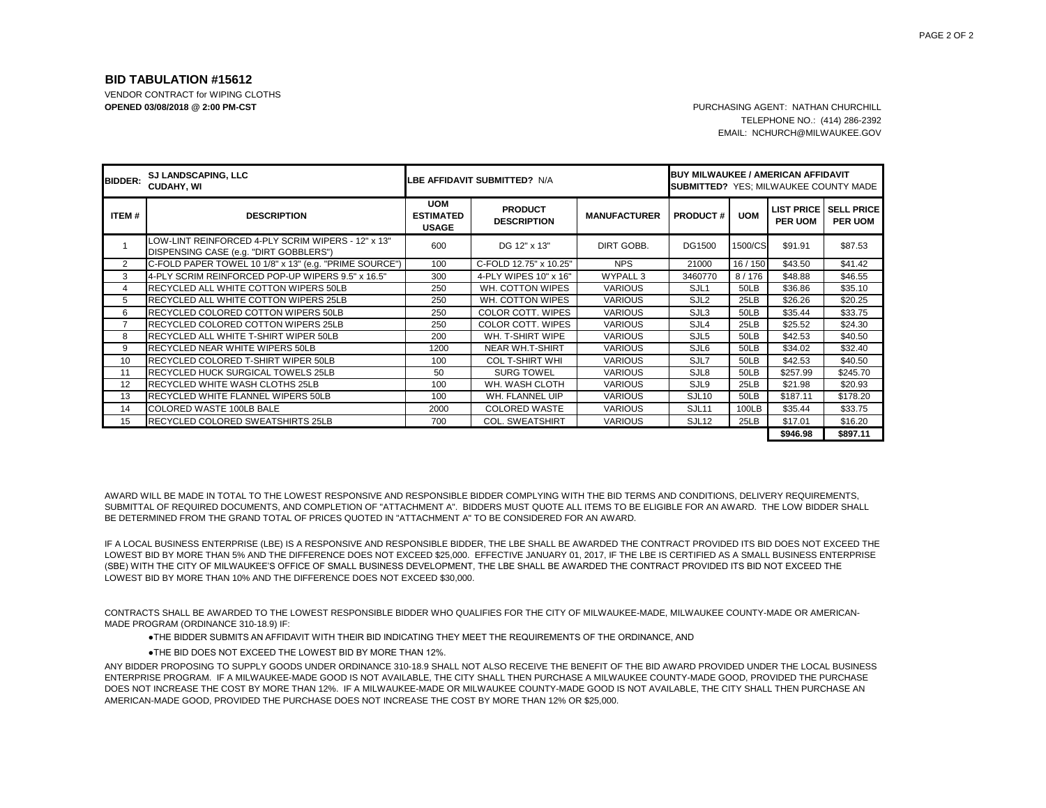## BID TABULATION #15612

VENDOR CONTRACT for WIPING CLOTHS

**OPENED 03/08/2018 @ 2:00 PM-CST**

PURCHASING AGENT: NATHAN CHURCHILL
TELEPHONE NO.: (414) 286-2392
EMAIL: NCHURCH@MILWAUKEE.GOV

| **BIDDER:** | **SJ LANDSCAPING, LLC CUDAHY, WI** | **LBE AFFIDAVIT SUBMITTED?** N/A | | | **BUY MILWAUKEE / AMERICAN AFFIDAVIT SUBMITTED?** YES; MILWAUKEE COUNTY MADE | | | |
|---|---|---|---|---|---|---|---|---|
| **ITEM #** | **DESCRIPTION** | **UOM ESTIMATED USAGE** | **PRODUCT DESCRIPTION** | **MANUFACTURER** | **PRODUCT #** | **UOM** | **LIST PRICE PER UOM** | **SELL PRICE PER UOM** |
| 1 | LOW-LINT REINFORCED 4-PLY SCRIM WIPERS - 12" x 13" DISPENSING CASE (e.g. "DIRT GOBBLERS") | 600 | DG 12" x 13" | DIRT GOBB. | DG1500 | 1500/CS | $91.91 | $87.53 |
| 2 | C-FOLD PAPER TOWEL 10 1/8" x 13" (e.g. "PRIME SOURCE") | 100 | C-FOLD 12.75" x 10.25" | NPS | 21000 | 16 / 150 | $43.50 | $41.42 |
| 3 | 4-PLY SCRIM REINFORCED POP-UP WIPERS 9.5" x 16.5" | 300 | 4-PLY WIPES 10" x 16" | WYPALL 3 | 3460770 | 8 / 176 | $48.88 | $46.55 |
| 4 | RECYCLED ALL WHITE COTTON WIPERS 50LB | 250 | WH. COTTON WIPES | VARIOUS | SJL1 | 50LB | $36.86 | $35.10 |
| 5 | RECYCLED ALL WHITE COTTON WIPERS 25LB | 250 | WH. COTTON WIPES | VARIOUS | SJL2 | 25LB | $26.26 | $20.25 |
| 6 | RECYCLED COLORED COTTON WIPERS 50LB | 250 | COLOR COTT. WIPES | VARIOUS | SJL3 | 50LB | $35.44 | $33.75 |
| 7 | RECYCLED COLORED COTTON WIPERS 25LB | 250 | COLOR COTT. WIPES | VARIOUS | SJL4 | 25LB | $25.52 | $24.30 |
| 8 | RECYCLED ALL WHITE T-SHIRT WIPER 50LB | 200 | WH. T-SHIRT WIPE | VARIOUS | SJL5 | 50LB | $42.53 | $40.50 |
| 9 | RECYCLED NEAR WHITE WIPERS 50LB | 1200 | NEAR WH.T-SHIRT | VARIOUS | SJL6 | 50LB | $34.02 | $32.40 |
| 10 | RECYCLED COLORED T-SHIRT WIPER 50LB | 100 | COL T-SHIRT WHI | VARIOUS | SJL7 | 50LB | $42.53 | $40.50 |
| 11 | RECYCLED HUCK SURGICAL TOWELS 25LB | 50 | SURG TOWEL | VARIOUS | SJL8 | 50LB | $257.99 | $245.70 |
| 12 | RECYCLED WHITE WASH CLOTHS 25LB | 100 | WH. WASH CLOTH | VARIOUS | SJL9 | 25LB | $21.98 | $20.93 |
| 13 | RECYCLED WHITE FLANNEL WIPERS 50LB | 100 | WH. FLANNEL UIP | VARIOUS | SJL10 | 50LB | $187.11 | $178.20 |
| 14 | COLORED WASTE 100LB BALE | 2000 | COLORED WASTE | VARIOUS | SJL11 | 100LB | $35.44 | $33.75 |
| 15 | RECYCLED COLORED SWEATSHIRTS 25LB | 700 | COL. SWEATSHIRT | VARIOUS | SJL12 | 25LB | $17.01 | $16.20 |
| | | | | | | | **$946.98** | **$897.11** |

AWARD WILL BE MADE IN TOTAL TO THE LOWEST RESPONSIVE AND RESPONSIBLE BIDDER COMPLYING WITH THE BID TERMS AND CONDITIONS, DELIVERY REQUIREMENTS, SUBMITTAL OF REQUIRED DOCUMENTS, AND COMPLETION OF "ATTACHMENT A". BIDDERS MUST QUOTE ALL ITEMS TO BE ELIGIBLE FOR AN AWARD. THE LOW BIDDER SHALL BE DETERMINED FROM THE GRAND TOTAL OF PRICES QUOTED IN "ATTACHMENT A" TO BE CONSIDERED FOR AN AWARD.

IF A LOCAL BUSINESS ENTERPRISE (LBE) IS A RESPONSIVE AND RESPONSIBLE BIDDER, THE LBE SHALL BE AWARDED THE CONTRACT PROVIDED ITS BID DOES NOT EXCEED THE LOWEST BID BY MORE THAN 5% AND THE DIFFERENCE DOES NOT EXCEED $25,000. EFFECTIVE JANUARY 01, 2017, IF THE LBE IS CERTIFIED AS A SMALL BUSINESS ENTERPRISE (SBE) WITH THE CITY OF MILWAUKEE'S OFFICE OF SMALL BUSINESS DEVELOPMENT, THE LBE SHALL BE AWARDED THE CONTRACT PROVIDED ITS BID NOT EXCEED THE LOWEST BID BY MORE THAN 10% AND THE DIFFERENCE DOES NOT EXCEED $30,000.

CONTRACTS SHALL BE AWARDED TO THE LOWEST RESPONSIBLE BIDDER WHO QUALIFIES FOR THE CITY OF MILWAUKEE-MADE, MILWAUKEE COUNTY-MADE OR AMERICAN-MADE PROGRAM (ORDINANCE 310-18.9) IF:

- THE BIDDER SUBMITS AN AFFIDAVIT WITH THEIR BID INDICATING THEY MEET THE REQUIREMENTS OF THE ORDINANCE, AND
- THE BID DOES NOT EXCEED THE LOWEST BID BY MORE THAN 12%.

ANY BIDDER PROPOSING TO SUPPLY GOODS UNDER ORDINANCE 310-18.9 SHALL NOT ALSO RECEIVE THE BENEFIT OF THE BID AWARD PROVIDED UNDER THE LOCAL BUSINESS ENTERPRISE PROGRAM. IF A MILWAUKEE-MADE GOOD IS NOT AVAILABLE, THE CITY SHALL THEN PURCHASE A MILWAUKEE COUNTY-MADE GOOD, PROVIDED THE PURCHASE DOES NOT INCREASE THE COST BY MORE THAN 12%. IF A MILWAUKEE-MADE OR MILWAUKEE COUNTY-MADE GOOD IS NOT AVAILABLE, THE CITY SHALL THEN PURCHASE AN AMERICAN-MADE GOOD, PROVIDED THE PURCHASE DOES NOT INCREASE THE COST BY MORE THAN 12% OR $25,000.